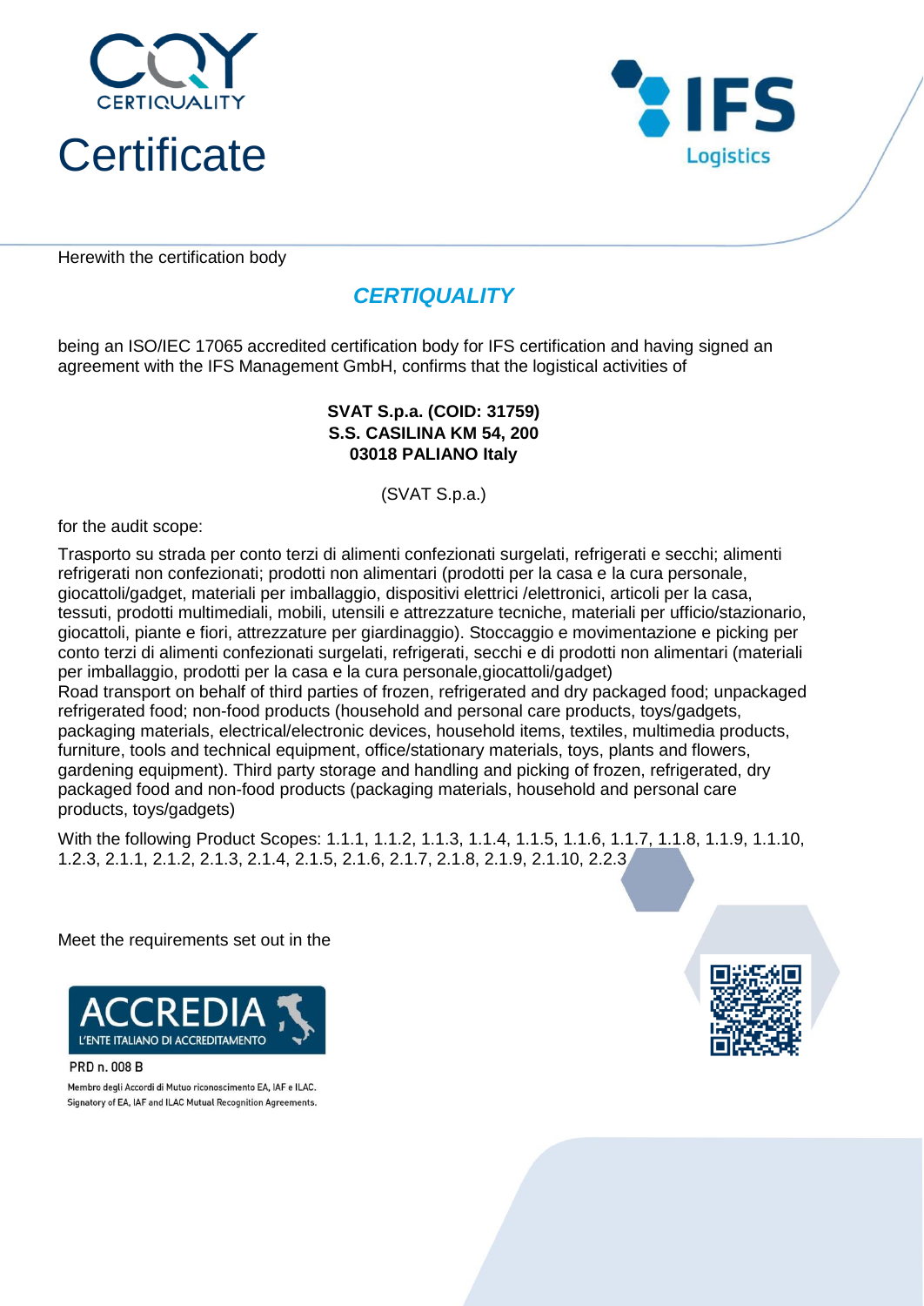CERTIQUALITY

IFS Logistics

# Certificate

Herewith the certification body

## *CERTIQUALITY*

being an ISO/IEC 17065 accredited certification body for IFS certification and having signed an agreement with the IFS Management GmbH, confirms that the logistical activities of

**SVAT S.p.a. (COID: 31759)**
**S.S. CASILINA KM 54, 200**
**03018 PALIANO Italy**

(SVAT S.p.a.)

for the audit scope:

Trasporto su strada per conto terzi di alimenti confezionati surgelati, refrigerati e secchi; alimenti refrigerati non confezionati; prodotti non alimentari (prodotti per la casa e la cura personale, giocattoli/gadget, materiali per imballaggio, dispositivi elettrici /elettronici, articoli per la casa, tessuti, prodotti multimediali, mobili, utensili e attrezzature tecniche, materiali per ufficio/stazionario, giocattoli, piante e fiori, attrezzature per giardinaggio). Stoccaggio e movimentazione e picking per conto terzi di alimenti confezionati surgelati, refrigerati, secchi e di prodotti non alimentari (materiali per imballaggio, prodotti per la casa e la cura personale,giocattoli/gadget)
Road transport on behalf of third parties of frozen, refrigerated and dry packaged food; unpackaged refrigerated food; non-food products (household and personal care products, toys/gadgets, packaging materials, electrical/electronic devices, household items, textiles, multimedia products, furniture, tools and technical equipment, office/stationary materials, toys, plants and flowers, gardening equipment). Third party storage and handling and picking of frozen, refrigerated, dry packaged food and non-food products (packaging materials, household and personal care products, toys/gadgets)

With the following Product Scopes: 1.1.1, 1.1.2, 1.1.3, 1.1.4, 1.1.5, 1.1.6, 1.1.7, 1.1.8, 1.1.9, 1.1.10, 1.2.3, 2.1.1, 2.1.2, 2.1.3, 2.1.4, 2.1.5, 2.1.6, 2.1.7, 2.1.8, 2.1.9, 2.1.10, 2.2.3

Meet the requirements set out in the

ACCREDIA
L'ENTE ITALIANO DI ACCREDITAMENTO

PRD n. 008 B

Membro degli Accordi di Mutuo riconoscimento EA, IAF e ILAC.
Signatory of EA, IAF and ILAC Mutual Recognition Agreements.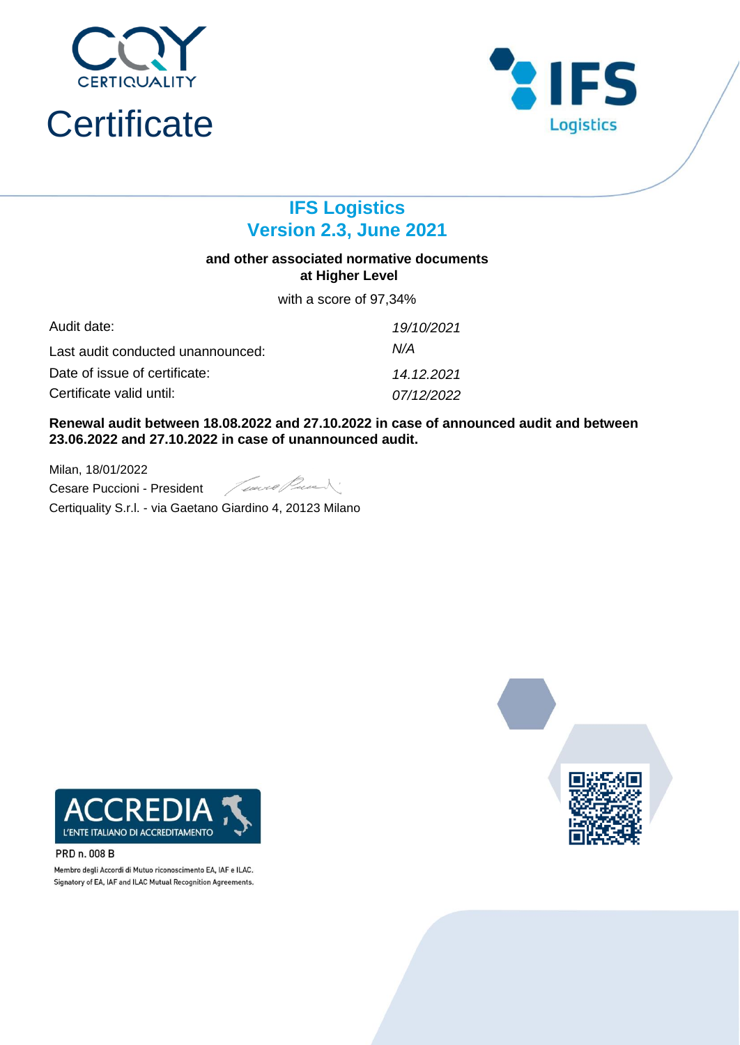CERTIQUALITY

# Certificate

IFS Logistics

## IFS Logistics
## Version 2.3, June 2021

**and other associated normative documents**
**at Higher Level**

with a score of 97,34%

| | |
|---|---|
| Audit date: | *19/10/2021* |
| Last audit conducted unannounced: | *N/A* |
| Date of issue of certificate: | *14.12.2021* |
| Certificate valid until: | *07/12/2022* |

**Renewal audit between 18.08.2022 and 27.10.2022 in case of announced audit and between 23.06.2022 and 27.10.2022 in case of unannounced audit.**

Milan, 18/01/2022

Cesare Puccioni - President

Certiquality S.r.l. - via Gaetano Giardino 4, 20123 Milano

ACCREDIA
L'ENTE ITALIANO DI ACCREDITAMENTO

PRD n. 008 B

Membro degli Accordi di Mutuo riconoscimento EA, IAF e ILAC.
Signatory of EA, IAF and ILAC Mutual Recognition Agreements.